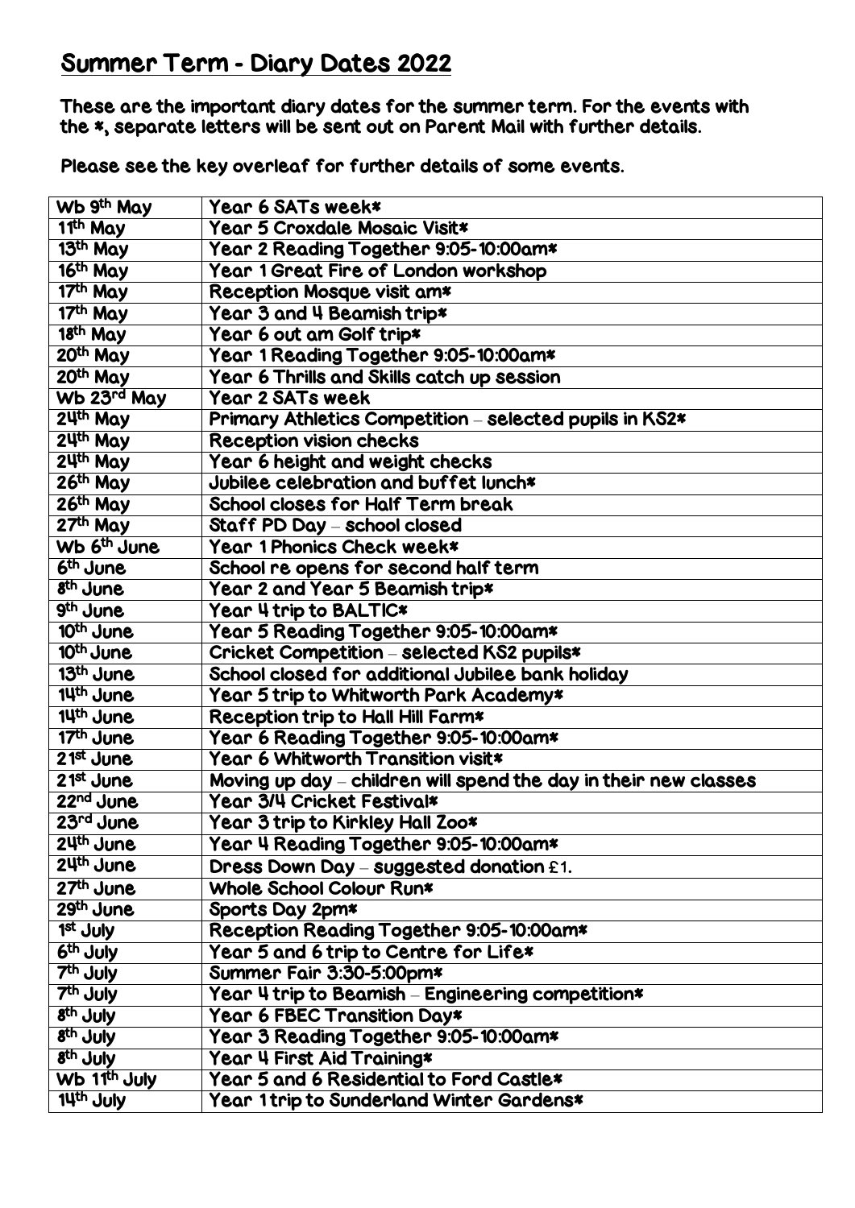# Summer Term - Diary Dates 2022

These are the important diary dates for the summer term. For the events with the *, separate letters will be sent out on Parent Mail with further details.

Please see the key overleaf for further details of some events.

| Date | Event |
|---|---|
| Wb 9th May | Year 6 SATs week* |
| 11th May | Year 5 Croxdale Mosaic Visit* |
| 13th May | Year 2 Reading Together 9:05-10:00am* |
| 16th May | Year 1 Great Fire of London workshop |
| 17th May | Reception Mosque visit am* |
| 17th May | Year 3 and 4 Beamish trip* |
| 18th May | Year 6 out am Golf trip* |
| 20th May | Year 1 Reading Together 9:05-10:00am* |
| 20th May | Year 6 Thrills and Skills catch up session |
| Wb 23rd May | Year 2 SATs week |
| 24th May | Primary Athletics Competition – selected pupils in KS2* |
| 24th May | Reception vision checks |
| 24th May | Year 6 height and weight checks |
| 26th May | Jubilee celebration and buffet lunch* |
| 26th May | School closes for Half Term break |
| 27th May | Staff PD Day – school closed |
| Wb 6th June | Year 1 Phonics Check week* |
| 6th June | School re opens for second half term |
| 8th June | Year 2 and Year 5 Beamish trip* |
| 9th June | Year 4 trip to BALTIC* |
| 10th June | Year 5 Reading Together 9:05-10:00am* |
| 10th June | Cricket Competition – selected KS2 pupils* |
| 13th June | School closed for additional Jubilee bank holiday |
| 14th June | Year 5 trip to Whitworth Park Academy* |
| 14th June | Reception trip to Hall Hill Farm* |
| 17th June | Year 6 Reading Together 9:05-10:00am* |
| 21st June | Year 6 Whitworth Transition visit* |
| 21st June | Moving up day – children will spend the day in their new classes |
| 22nd June | Year 3/4 Cricket Festival* |
| 23rd June | Year 3 trip to Kirkley Hall Zoo* |
| 24th June | Year 4 Reading Together 9:05-10:00am* |
| 24th June | Dress Down Day – suggested donation £1. |
| 27th June | Whole School Colour Run* |
| 29th June | Sports Day 2pm* |
| 1st July | Reception Reading Together 9:05-10:00am* |
| 6th July | Year 5 and 6 trip to Centre for Life* |
| 7th July | Summer Fair 3:30-5:00pm* |
| 7th July | Year 4 trip to Beamish – Engineering competition* |
| 8th July | Year 6 FBEC Transition Day* |
| 8th July | Year 3 Reading Together 9:05-10:00am* |
| 8th July | Year 4 First Aid Training* |
| Wb 11th July | Year 5 and 6 Residential to Ford Castle* |
| 14th July | Year 1 trip to Sunderland Winter Gardens* |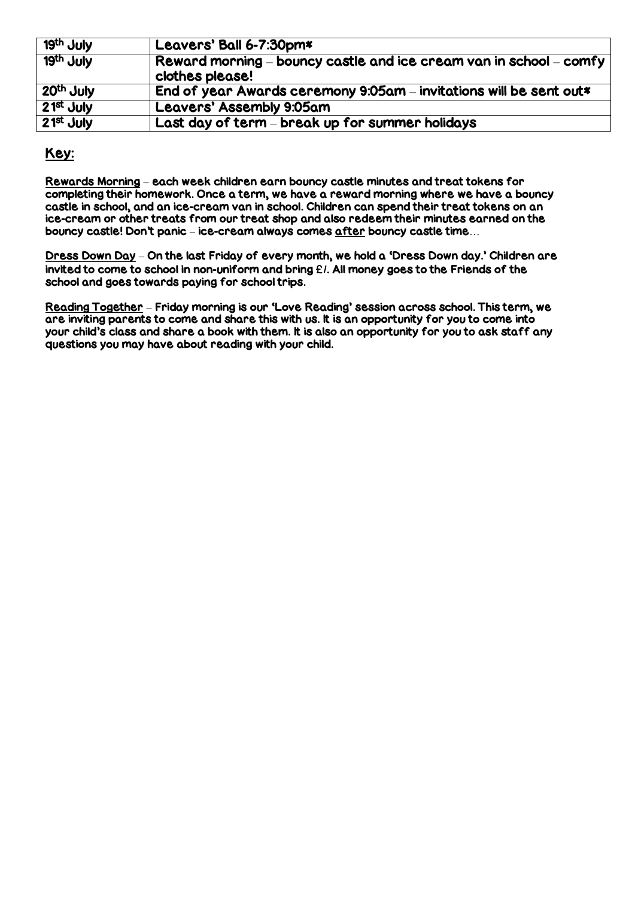| | |
|---|---|
| 19th July | Leavers' Ball 6-7:30pm* |
| 19th July | Reward morning – bouncy castle and ice cream van in school – comfy clothes please! |
| 20th July | End of year Awards ceremony 9:05am – invitations will be sent out* |
| 21st July | Leavers' Assembly 9:05am |
| 21st July | Last day of term – break up for summer holidays |

## Key:

Rewards Morning – each week children earn bouncy castle minutes and treat tokens for completing their homework. Once a term, we have a reward morning where we have a bouncy castle in school, and an ice-cream van in school. Children can spend their treat tokens on an ice-cream or other treats from our treat shop and also redeem their minutes earned on the bouncy castle! Don't panic – ice-cream always comes after bouncy castle time…

Dress Down Day – On the last Friday of every month, we hold a 'Dress Down day.' Children are invited to come to school in non-uniform and bring £1. All money goes to the Friends of the school and goes towards paying for school trips.

Reading Together – Friday morning is our 'Love Reading' session across school. This term, we are inviting parents to come and share this with us. It is an opportunity for you to come into your child's class and share a book with them. It is also an opportunity for you to ask staff any questions you may have about reading with your child.